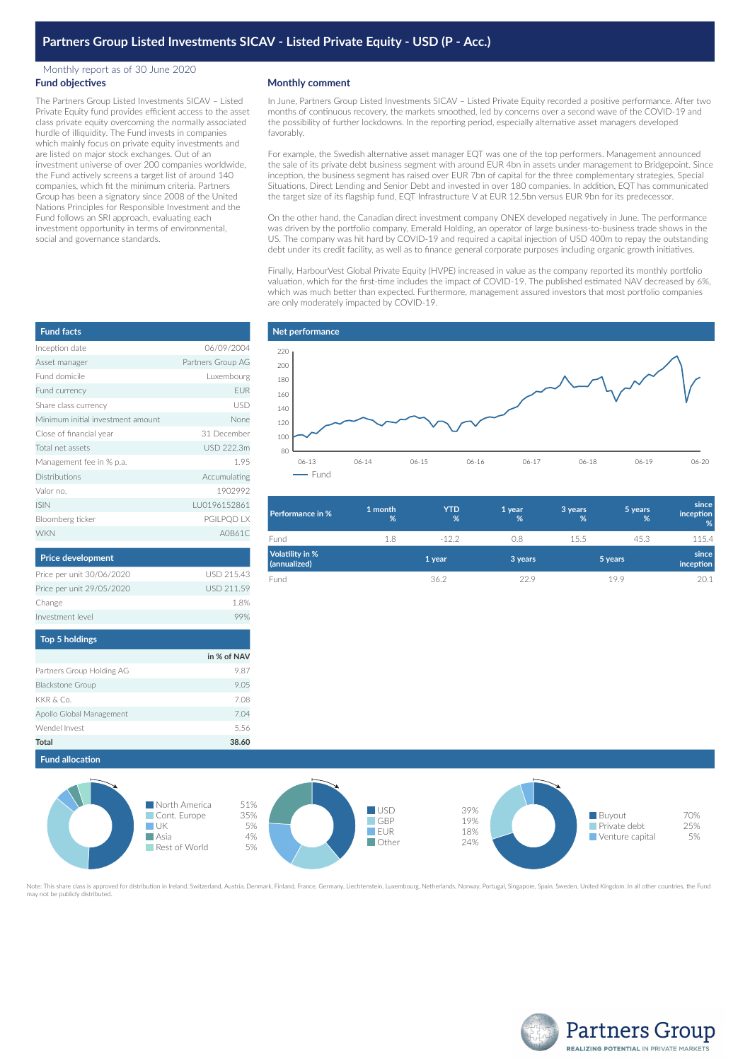# Partners Group Listed Investments SICAV - Listed Private Equity - USD (P - Acc.)

Monthly report as of 30 June 2020

## Fund objectives

The Partners Group Listed Investments SICAV – Listed Private Equity fund provides efficient access to the asset class private equity overcoming the normally associated hurdle of illiquidity. The Fund invests in companies which mainly focus on private equity investments and are listed on major stock exchanges. Out of an investment universe of over 200 companies worldwide, the Fund actively screens a target list of around 140 companies, which fit the minimum criteria. Partners Group has been a signatory since 2008 of the United Nations Principles for Responsible Investment and the Fund follows an SRI approach, evaluating each investment opportunity in terms of environmental, social and governance standards.

## Monthly comment

In June, Partners Group Listed Investments SICAV – Listed Private Equity recorded a positive performance. After two months of continuous recovery, the markets smoothed, led by concerns over a second wave of the COVID-19 and the possibility of further lockdowns. In the reporting period, especially alternative asset managers developed favorably.

For example, the Swedish alternative asset manager EQT was one of the top performers. Management announced the sale of its private debt business segment with around EUR 4bn in assets under management to Bridgepoint. Since inception, the business segment has raised over EUR 7bn of capital for the three complementary strategies, Special Situations, Direct Lending and Senior Debt and invested in over 180 companies. In addition, EQT has communicated the target size of its flagship fund, EQT Infrastructure V at EUR 12.5bn versus EUR 9bn for its predecessor.

On the other hand, the Canadian direct investment company ONEX developed negatively in June. The performance was driven by the portfolio company, Emerald Holding, an operator of large business-to-business trade shows in the US. The company was hit hard by COVID-19 and required a capital injection of USD 400m to repay the outstanding debt under its credit facility, as well as to finance general corporate purposes including organic growth initiatives.

Finally, HarbourVest Global Private Equity (HVPE) increased in value as the company reported its monthly portfolio valuation, which for the first-time includes the impact of COVID-19. The published estimated NAV decreased by 6%, which was much better than expected. Furthermore, management assured investors that most portfolio companies are only moderately impacted by COVID-19.

## Fund facts

| | |
|---|---|
| Inception date | 06/09/2004 |
| Asset manager | Partners Group AG |
| Fund domicile | Luxembourg |
| Fund currency | EUR |
| Share class currency | USD |
| Minimum initial investment amount | None |
| Close of financial year | 31 December |
| Total net assets | USD 222.3m |
| Management fee in % p.a. | 1.95 |
| Distributions | Accumulating |
| Valor no. | 1902992 |
| ISIN | LU0196152861 |
| Bloomberg ticker | PGILPQD LX |
| WKN | A0B61C |

## Price development

| | |
|---|---|
| Price per unit 30/06/2020 | USD 215.43 |
| Price per unit 29/05/2020 | USD 211.59 |
| Change | 1.8% |
| Investment level | 99% |

## Top 5 holdings

| | in % of NAV |
|---|---|
| Partners Group Holding AG | 9.87 |
| Blackstone Group | 9.05 |
| KKR & Co. | 7.08 |
| Apollo Global Management | 7.04 |
| Wendel Invest | 5.56 |
| **Total** | **38.60** |

## Net performance

| Performance in % | 1 month % | YTD % | 1 year % | 3 years % | 5 years % | since inception % |
|---|---|---|---|---|---|---|
| Fund | 1.8 | -12.2 | 0.8 | 15.5 | 45.3 | 115.4 |

| Volatility in % (annualized) | 1 year | 3 years | 5 years | since inception |
|---|---|---|---|---|
| Fund | 36.2 | 22.9 | 19.9 | 20.1 |

## Fund allocation

| Region | % |
|---|---|
| North America | 51% |
| Cont. Europe | 35% |
| UK | 5% |
| Asia | 4% |
| Rest of World | 5% |

| Currency | % |
|---|---|
| USD | 39% |
| GBP | 19% |
| EUR | 18% |
| Other | 24% |

| Strategy | % |
|---|---|
| Buyout | 70% |
| Private debt | 25% |
| Venture capital | 5% |

Note: This share class is approved for distribution in Ireland, Switzerland, Austria, Denmark, Finland, France, Germany, Liechtenstein, Luxembourg, Netherlands, Norway, Portugal, Singapore, Spain, Sweden, United Kingdom. In all other countries, the Fund may not be publicly distributed.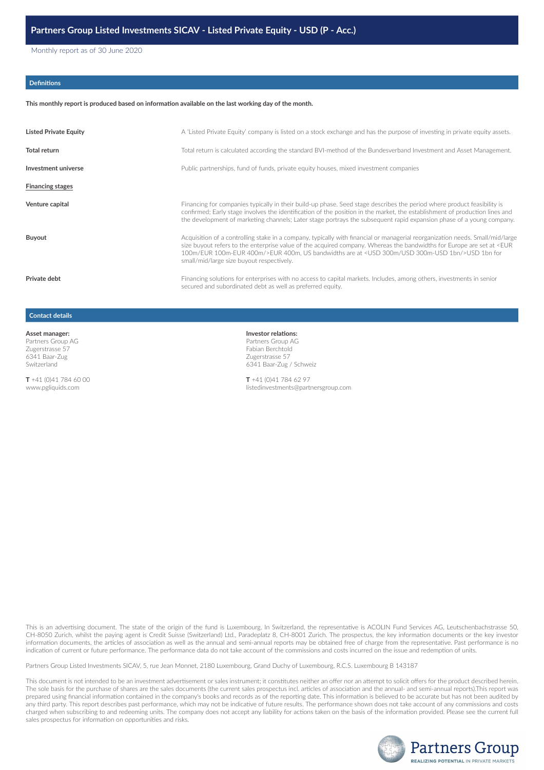# Partners Group Listed Investments SICAV - Listed Private Equity - USD (P - Acc.)

Monthly report as of 30 June 2020

## Definitions

**This monthly report is produced based on information available on the last working day of the month.**

| | |
|---|---|
| **Listed Private Equity** | A 'Listed Private Equity' company is listed on a stock exchange and has the purpose of investing in private equity assets. |
| **Total return** | Total return is calculated according the standard BVI-method of the Bundesverband Investment and Asset Management. |
| **Investment universe** | Public partnerships, fund of funds, private equity houses, mixed investment companies |
| **Financing stages** | |
| **Venture capital** | Financing for companies typically in their build-up phase. Seed stage describes the period where product feasibility is confirmed; Early stage involves the identification of the position in the market, the establishment of production lines and the development of marketing channels; Later stage portrays the subsequent rapid expansion phase of a young company. |
| **Buyout** | Acquisition of a controlling stake in a company, typically with financial or managerial reorganization needs. Small/mid/large size buyout refers to the enterprise value of the acquired company. Whereas the bandwidths for Europe are set at <EUR 100m/EUR 100m-EUR 400m/>EUR 400m, US bandwidths are at <USD 300m/USD 300m-USD 1bn/>USD 1bn for small/mid/large size buyout respectively. |
| **Private debt** | Financing solutions for enterprises with no access to capital markets. Includes, among others, investments in senior secured and subordinated debt as well as preferred equity. |

## Contact details

**Asset manager:**
Partners Group AG
Zugerstrasse 57
6341 Baar-Zug
Switzerland

**T** +41 (0)41 784 60 00
www.pgliquids.com

**Investor relations:**
Partners Group AG
Fabian Berchtold
Zugerstrasse 57
6341 Baar-Zug / Schweiz

**T** +41 (0)41 784 62 97
listedinvestments@partnersgroup.com

This is an advertising document. The state of the origin of the fund is Luxembourg. In Switzerland, the representative is ACOLIN Fund Services AG, Leutschenbachstrasse 50, CH-8050 Zurich, whilst the paying agent is Credit Suisse (Switzerland) Ltd., Paradeplatz 8, CH-8001 Zurich. The prospectus, the key information documents or the key investor information documents, the articles of association as well as the annual and semi-annual reports may be obtained free of charge from the representative. Past performance is no indication of current or future performance. The performance data do not take account of the commissions and costs incurred on the issue and redemption of units.

Partners Group Listed Investments SICAV, 5, rue Jean Monnet, 2180 Luxembourg, Grand Duchy of Luxembourg, R.C.S. Luxembourg B 143187

This document is not intended to be an investment advertisement or sales instrument; it constitutes neither an offer nor an attempt to solicit offers for the product described herein. The sole basis for the purchase of shares are the sales documents (the current sales prospectus incl. articles of association and the annual- and semi-annual reports).This report was prepared using financial information contained in the company's books and records as of the reporting date. This information is believed to be accurate but has not been audited by any third party. This report describes past performance, which may not be indicative of future results. The performance shown does not take account of any commissions and costs charged when subscribing to and redeeming units. The company does not accept any liability for actions taken on the basis of the information provided. Please see the current full sales prospectus for information on opportunities and risks.

Partners Group
REALIZING POTENTIAL IN PRIVATE MARKETS